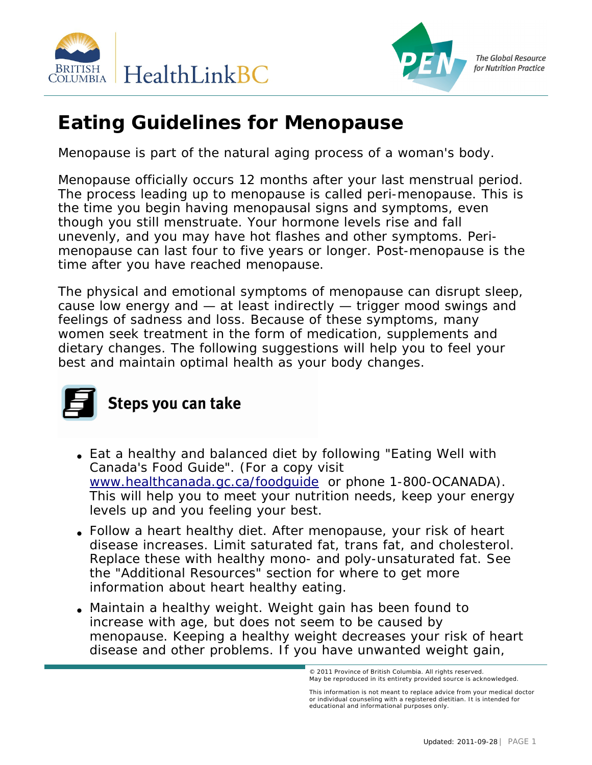# Eating Guidelines for Menopause

Menopause is part of the natural aging process of a woman's body.

Menopause officially occurs 12 months after your last menstrual period. The process leading up to menopause is called peri-menopause. This is the time you begin having menopausal signs and symptoms, even though you still menstruate. Your hormone levels rise and fall unevenly, and you may have hot flashes and other symptoms. Peri-menopause can last four to five years or longer. Post-menopause is the time after you have reached menopause.

The physical and emotional symptoms of menopause can disrupt sleep, cause low energy and — at least indirectly — trigger mood swings and feelings of sadness and loss. Because of these symptoms, many women seek treatment in the form of medication, supplements and dietary changes. The following suggestions will help you to feel your best and maintain optimal health as your body changes.

## Steps you can take

- Eat a healthy and balanced diet by following "Eating Well with Canada's Food Guide". (For a copy visit [www.healthcanada.gc.ca/foodguide](http://www.healthcanada.gc.ca/foodguide) or phone 1-800-OCANADA). This will help you to meet your nutrition needs, keep your energy levels up and you feeling your best.
- Follow a heart healthy diet. After menopause, your risk of heart disease increases. Limit saturated fat, trans fat, and cholesterol. Replace these with healthy mono- and poly-unsaturated fat. See the "Additional Resources" section for where to get more information about heart healthy eating.
- Maintain a healthy weight. Weight gain has been found to increase with age, but does not seem to be caused by menopause. Keeping a healthy weight decreases your risk of heart disease and other problems. If you have unwanted weight gain,

© 2011 Province of British Columbia. All rights reserved.
May be reproduced in its entirety provided source is acknowledged.

This information is not meant to replace advice from your medical doctor or individual counseling with a registered dietitian. It is intended for educational and informational purposes only.

Updated: 2011-09-28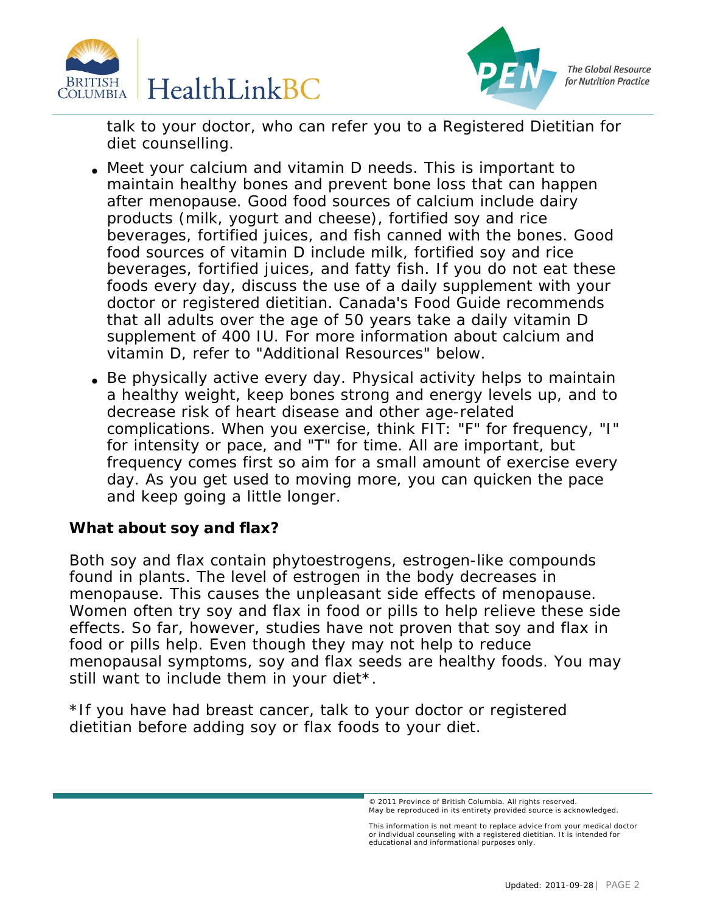talk to your doctor, who can refer you to a Registered Dietitian for diet counselling.

- Meet your calcium and vitamin D needs. This is important to maintain healthy bones and prevent bone loss that can happen after menopause. Good food sources of calcium include dairy products (milk, yogurt and cheese), fortified soy and rice beverages, fortified juices, and fish canned with the bones. Good food sources of vitamin D include milk, fortified soy and rice beverages, fortified juices, and fatty fish. If you do not eat these foods every day, discuss the use of a daily supplement with your doctor or registered dietitian. Canada's Food Guide recommends that all adults over the age of 50 years take a daily vitamin D supplement of 400 IU. For more information about calcium and vitamin D, refer to "Additional Resources" below.
- Be physically active every day. Physical activity helps to maintain a healthy weight, keep bones strong and energy levels up, and to decrease risk of heart disease and other age-related complications. When you exercise, think FIT: "F" for frequency, "I" for intensity or pace, and "T" for time. All are important, but frequency comes first so aim for a small amount of exercise every day. As you get used to moving more, you can quicken the pace and keep going a little longer.

**What about soy and flax?**

Both soy and flax contain phytoestrogens, estrogen-like compounds found in plants. The level of estrogen in the body decreases in menopause. This causes the unpleasant side effects of menopause. Women often try soy and flax in food or pills to help relieve these side effects. So far, however, studies have not proven that soy and flax in food or pills help. Even though they may not help to reduce menopausal symptoms, soy and flax seeds are healthy foods. You may still want to include them in your diet*.

*If you have had breast cancer, talk to your doctor or registered dietitian before adding soy or flax foods to your diet.

© 2011 Province of British Columbia. All rights reserved. May be reproduced in its entirety provided source is acknowledged.

This information is not meant to replace advice from your medical doctor or individual counseling with a registered dietitian. It is intended for educational and informational purposes only.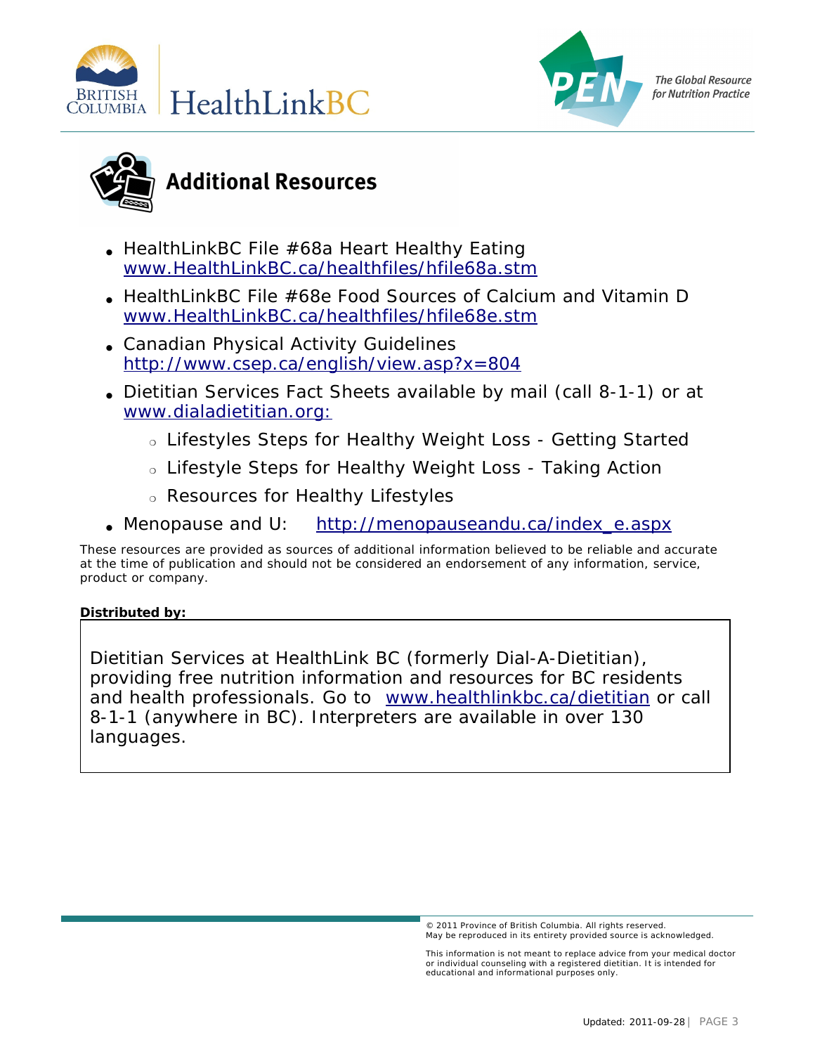## Additional Resources

- HealthLinkBC File #68a Heart Healthy Eating
  www.HealthLinkBC.ca/healthfiles/hfile68a.stm
- HealthLinkBC File #68e Food Sources of Calcium and Vitamin D
  www.HealthLinkBC.ca/healthfiles/hfile68e.stm
- Canadian Physical Activity Guidelines
  http://www.csep.ca/english/view.asp?x=804
- Dietitian Services Fact Sheets available by mail (call 8-1-1) or at www.dialadietitian.org:
  - Lifestyles Steps for Healthy Weight Loss - Getting Started
  - Lifestyle Steps for Healthy Weight Loss - Taking Action
  - Resources for Healthy Lifestyles
- Menopause and U: http://menopauseandu.ca/index_e.aspx

These resources are provided as sources of additional information believed to be reliable and accurate at the time of publication and should not be considered an endorsement of any information, service, product or company.

**Distributed by:**

Dietitian Services at HealthLink BC (formerly Dial-A-Dietitian), providing free nutrition information and resources for BC residents and health professionals. Go to www.healthlinkbc.ca/dietitian or call 8-1-1 (anywhere in BC). Interpreters are available in over 130 languages.

© 2011 Province of British Columbia. All rights reserved.
May be reproduced in its entirety provided source is acknowledged.

This information is not meant to replace advice from your medical doctor or individual counseling with a registered dietitian. It is intended for educational and informational purposes only.

Updated: 2011-09-28